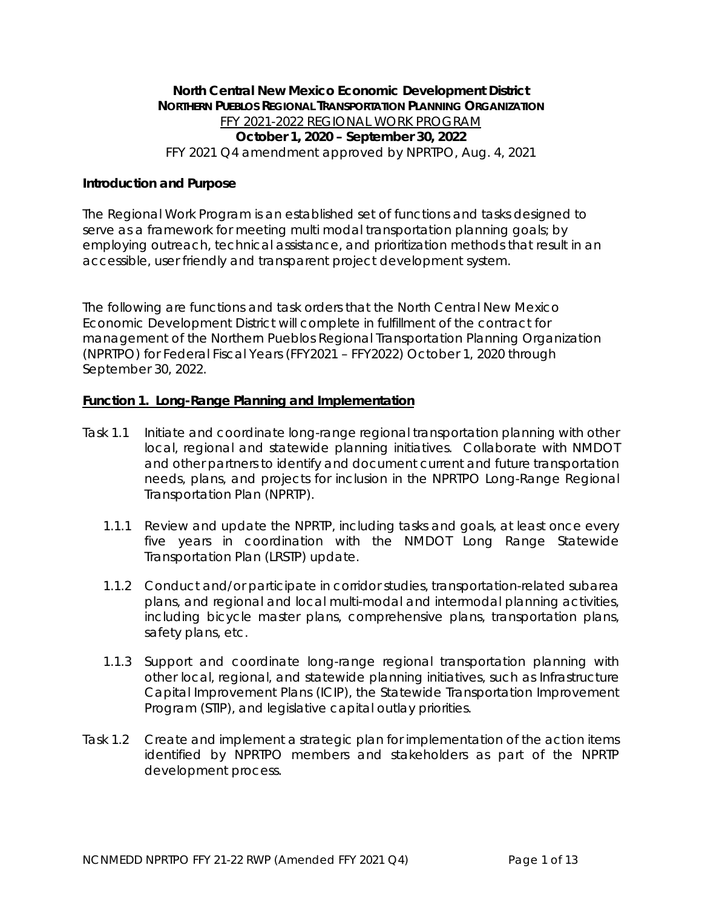**North Central New Mexico Economic Development District**

**NORTHERN PUEBLOS REGIONAL TRANSPORTATION PLANNING ORGANIZATION**

FFY 2021-2022 REGIONAL WORK PROGRAM

**October 1, 2020 – September 30, 2022**

FFY 2021 Q4 amendment approved by NPRTPO, Aug. 4, 2021

**Introduction and Purpose**

The Regional Work Program is an established set of functions and tasks designed to serve as a framework for meeting multi modal transportation planning goals; by employing outreach, technical assistance, and prioritization methods that result in an accessible, user friendly and transparent project development system.

The following are functions and task orders that the North Central New Mexico Economic Development District will complete in fulfillment of the contract for management of the Northern Pueblos Regional Transportation Planning Organization (NPRTPO) for Federal Fiscal Years (FFY2021 – FFY2022) October 1, 2020 through September 30, 2022.

## Function 1. Long-Range Planning and Implementation

Task 1.1 Initiate and coordinate long-range regional transportation planning with other local, regional and statewide planning initiatives. Collaborate with NMDOT and other partners to identify and document current and future transportation needs, plans, and projects for inclusion in the NPRTPO Long-Range Regional Transportation Plan (NPRTP).

- 1.1.1 Review and update the NPRTP, including tasks and goals, at least once every five years in coordination with the NMDOT Long Range Statewide Transportation Plan (LRSTP) update.
- 1.1.2 Conduct and/or participate in corridor studies, transportation-related subarea plans, and regional and local multi-modal and intermodal planning activities, including bicycle master plans, comprehensive plans, transportation plans, safety plans, etc.
- 1.1.3 Support and coordinate long-range regional transportation planning with other local, regional, and statewide planning initiatives, such as Infrastructure Capital Improvement Plans (ICIP), the Statewide Transportation Improvement Program (STIP), and legislative capital outlay priorities.

Task 1.2 Create and implement a strategic plan for implementation of the action items identified by NPRTPO members and stakeholders as part of the NPRTP development process.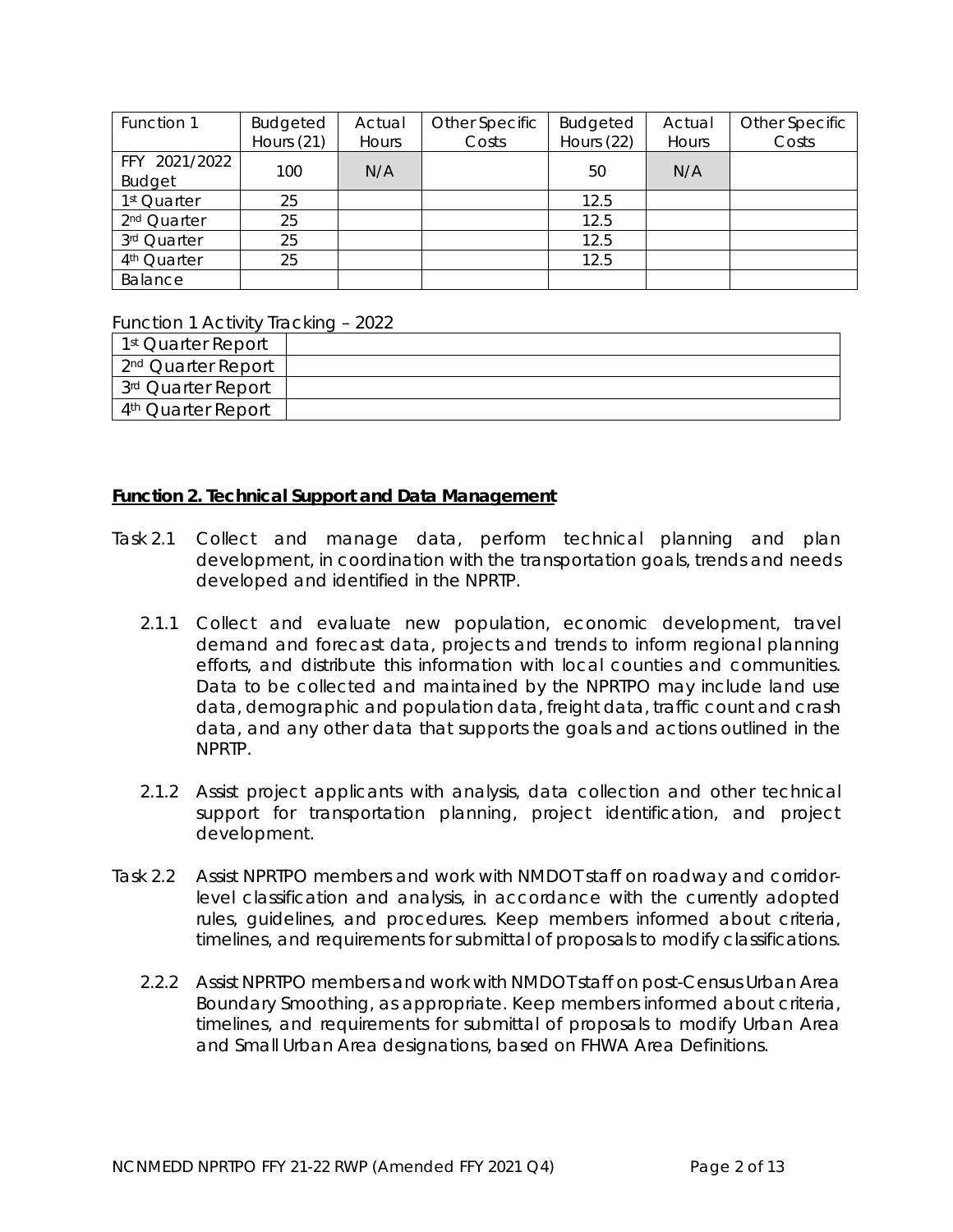| Function 1 | Budgeted Hours (21) | Actual Hours | Other Specific Costs | Budgeted Hours (22) | Actual Hours | Other Specific Costs |
|---|---|---|---|---|---|---|
| FFY 2021/2022 Budget | 100 | N/A | | 50 | N/A | |
| 1st Quarter | 25 | | | 12.5 | | |
| 2nd Quarter | 25 | | | 12.5 | | |
| 3rd Quarter | 25 | | | 12.5 | | |
| 4th Quarter | 25 | | | 12.5 | | |
| Balance | | | | | | |

Function 1 Activity Tracking – 2022

| | |
|---|---|
| 1st Quarter Report | |
| 2nd Quarter Report | |
| 3rd Quarter Report | |
| 4th Quarter Report | |

## **Function 2. Technical Support and Data Management**

Task 2.1 Collect and manage data, perform technical planning and plan development, in coordination with the transportation goals, trends and needs developed and identified in the NPRTP.

2.1.1 Collect and evaluate new population, economic development, travel demand and forecast data, projects and trends to inform regional planning efforts, and distribute this information with local counties and communities. Data to be collected and maintained by the NPRTPO may include land use data, demographic and population data, freight data, traffic count and crash data, and any other data that supports the goals and actions outlined in the NPRTP.

2.1.2 Assist project applicants with analysis, data collection and other technical support for transportation planning, project identification, and project development.

Task 2.2 Assist NPRTPO members and work with NMDOT staff on roadway and corridor-level classification and analysis, in accordance with the currently adopted rules, guidelines, and procedures. Keep members informed about criteria, timelines, and requirements for submittal of proposals to modify classifications.

2.2.2 Assist NPRTPO members and work with NMDOT staff on post-Census Urban Area Boundary Smoothing, as appropriate. Keep members informed about criteria, timelines, and requirements for submittal of proposals to modify Urban Area and Small Urban Area designations, based on FHWA Area Definitions.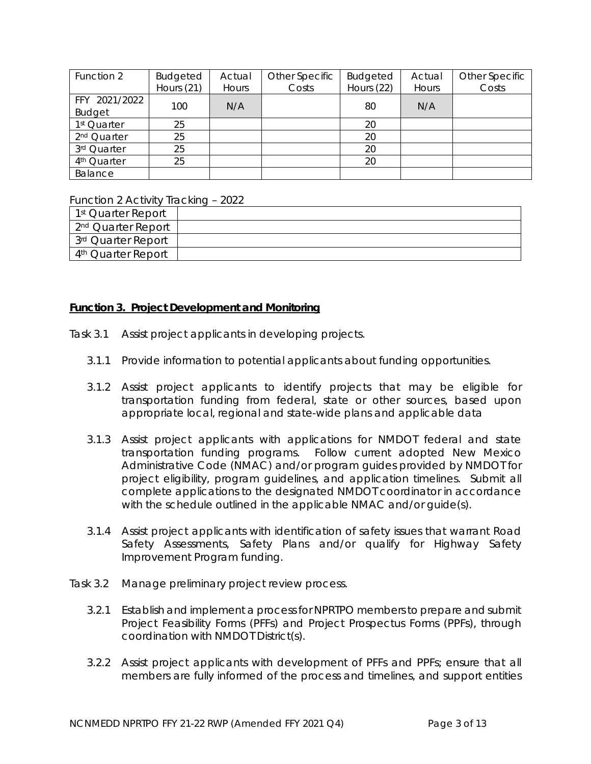| Function 2 | Budgeted Hours (21) | Actual Hours | Other Specific Costs | Budgeted Hours (22) | Actual Hours | Other Specific Costs |
|---|---|---|---|---|---|---|
| FFY 2021/2022 Budget | 100 | N/A | | 80 | N/A | |
| 1st Quarter | 25 | | | 20 | | |
| 2nd Quarter | 25 | | | 20 | | |
| 3rd Quarter | 25 | | | 20 | | |
| 4th Quarter | 25 | | | 20 | | |
| Balance | | | | | | |

Function 2 Activity Tracking – 2022

| | |
|---|---|
| 1st Quarter Report | |
| 2nd Quarter Report | |
| 3rd Quarter Report | |
| 4th Quarter Report | |

## Function 3. Project Development and Monitoring

Task 3.1 Assist project applicants in developing projects.

3.1.1 Provide information to potential applicants about funding opportunities.

3.1.2 Assist project applicants to identify projects that may be eligible for transportation funding from federal, state or other sources, based upon appropriate local, regional and state-wide plans and applicable data

3.1.3 Assist project applicants with applications for NMDOT federal and state transportation funding programs. Follow current adopted New Mexico Administrative Code (NMAC) and/or program guides provided by NMDOT for project eligibility, program guidelines, and application timelines. Submit all complete applications to the designated NMDOT coordinator in accordance with the schedule outlined in the applicable NMAC and/or guide(s).

3.1.4 Assist project applicants with identification of safety issues that warrant Road Safety Assessments, Safety Plans and/or qualify for Highway Safety Improvement Program funding.

Task 3.2 Manage preliminary project review process.

3.2.1 Establish and implement a process for NPRTPO members to prepare and submit Project Feasibility Forms (PFFs) and Project Prospectus Forms (PPFs), through coordination with NMDOT District(s).

3.2.2 Assist project applicants with development of PFFs and PPFs; ensure that all members are fully informed of the process and timelines, and support entities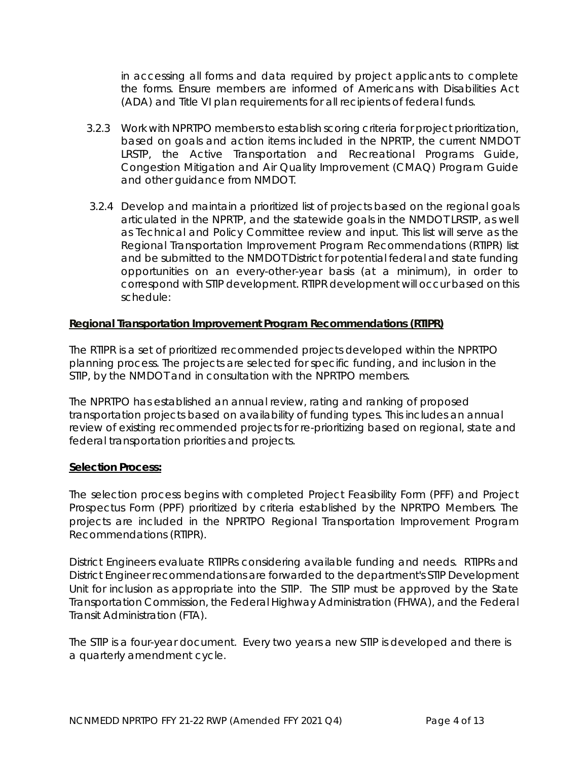in accessing all forms and data required by project applicants to complete the forms. Ensure members are informed of Americans with Disabilities Act (ADA) and Title VI plan requirements for all recipients of federal funds.

3.2.3 Work with NPRTPO members to establish scoring criteria for project prioritization, based on goals and action items included in the NPRTP, the current NMDOT LRSTP, the Active Transportation and Recreational Programs Guide, Congestion Mitigation and Air Quality Improvement (CMAQ) Program Guide and other guidance from NMDOT.

3.2.4 Develop and maintain a prioritized list of projects based on the regional goals articulated in the NPRTP, and the statewide goals in the NMDOT LRSTP, as well as Technical and Policy Committee review and input. This list will serve as the Regional Transportation Improvement Program Recommendations (RTIPR) list and be submitted to the NMDOT District for potential federal and state funding opportunities on an every-other-year basis (at a minimum), in order to correspond with STIP development. RTIPR development will occur based on this schedule:

**Regional Transportation Improvement Program Recommendations (RTIPR)**

The RTIPR is a set of prioritized recommended projects developed within the NPRTPO planning process. The projects are selected for specific funding, and inclusion in the STIP, by the NMDOT and in consultation with the NPRTPO members.

The NPRTPO has established an annual review, rating and ranking of proposed transportation projects based on availability of funding types. This includes an annual review of existing recommended projects for re-prioritizing based on regional, state and federal transportation priorities and projects.

**Selection Process:**

The selection process begins with completed Project Feasibility Form (PFF) and Project Prospectus Form (PPF) prioritized by criteria established by the NPRTPO Members. The projects are included in the NPRTPO Regional Transportation Improvement Program Recommendations (RTIPR).

District Engineers evaluate RTIPRs considering available funding and needs. RTIPRs and District Engineer recommendations are forwarded to the department's STIP Development Unit for inclusion as appropriate into the STIP. The STIP must be approved by the State Transportation Commission, the Federal Highway Administration (FHWA), and the Federal Transit Administration (FTA).

The STIP is a four-year document. Every two years a new STIP is developed and there is a quarterly amendment cycle.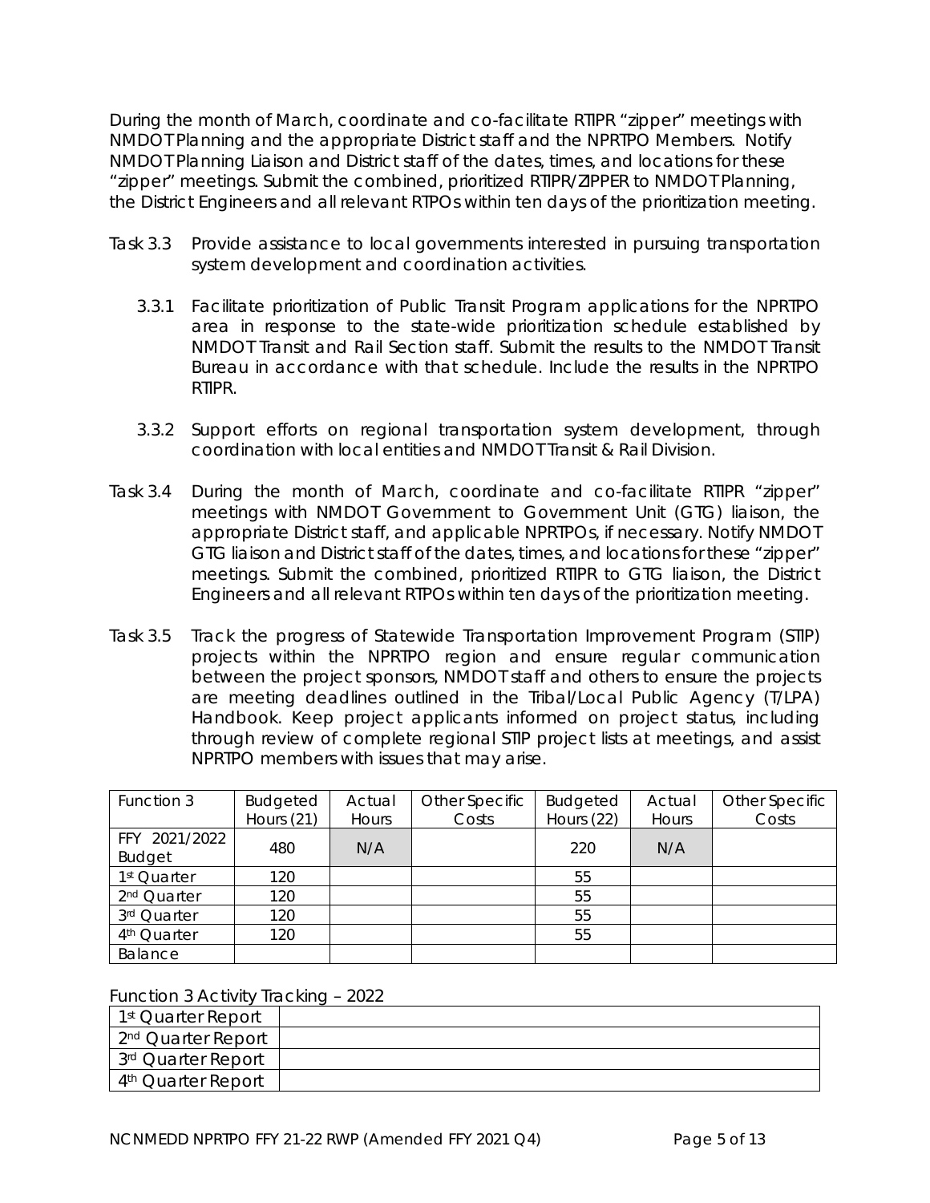During the month of March, coordinate and co-facilitate RTIPR "zipper" meetings with NMDOT Planning and the appropriate District staff and the NPRTPO Members. Notify NMDOT Planning Liaison and District staff of the dates, times, and locations for these "zipper" meetings. Submit the combined, prioritized RTIPR/ZIPPER to NMDOT Planning, the District Engineers and all relevant RTPOs within ten days of the prioritization meeting.

Task 3.3 Provide assistance to local governments interested in pursuing transportation system development and coordination activities.

3.3.1 Facilitate prioritization of Public Transit Program applications for the NPRTPO area in response to the state-wide prioritization schedule established by NMDOT Transit and Rail Section staff. Submit the results to the NMDOT Transit Bureau in accordance with that schedule. Include the results in the NPRTPO RTIPR.

3.3.2 Support efforts on regional transportation system development, through coordination with local entities and NMDOT Transit & Rail Division.

Task 3.4 During the month of March, coordinate and co-facilitate RTIPR "zipper" meetings with NMDOT Government to Government Unit (GTG) liaison, the appropriate District staff, and applicable NPRTPOs, if necessary. Notify NMDOT GTG liaison and District staff of the dates, times, and locations for these "zipper" meetings. Submit the combined, prioritized RTIPR to GTG liaison, the District Engineers and all relevant RTPOs within ten days of the prioritization meeting.

Task 3.5 Track the progress of Statewide Transportation Improvement Program (STIP) projects within the NPRTPO region and ensure regular communication between the project sponsors, NMDOT staff and others to ensure the projects are meeting deadlines outlined in the Tribal/Local Public Agency (T/LPA) Handbook. Keep project applicants informed on project status, including through review of complete regional STIP project lists at meetings, and assist NPRTPO members with issues that may arise.

| Function 3 | Budgeted Hours (21) | Actual Hours | Other Specific Costs | Budgeted Hours (22) | Actual Hours | Other Specific Costs |
|---|---|---|---|---|---|---|
| FFY 2021/2022 Budget | 480 | N/A | | 220 | N/A | |
| 1st Quarter | 120 | | | 55 | | |
| 2nd Quarter | 120 | | | 55 | | |
| 3rd Quarter | 120 | | | 55 | | |
| 4th Quarter | 120 | | | 55 | | |
| Balance | | | | | | |

Function 3 Activity Tracking – 2022

| 1st Quarter Report | |
|---|---|
| 2nd Quarter Report | |
| 3rd Quarter Report | |
| 4th Quarter Report | |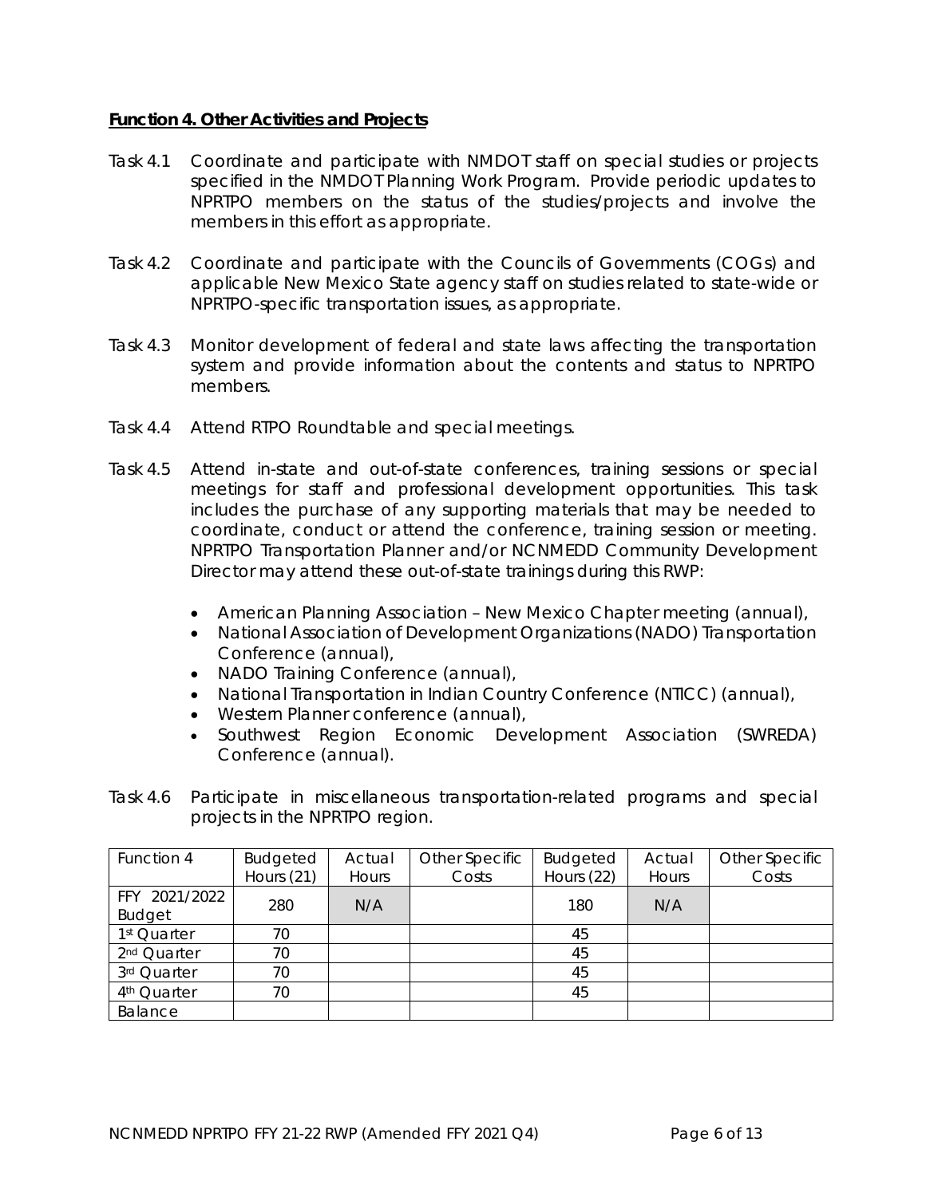**Function 4. Other Activities and Projects**

Task 4.1 Coordinate and participate with NMDOT staff on special studies or projects specified in the NMDOT Planning Work Program. Provide periodic updates to NPRTPO members on the status of the studies/projects and involve the members in this effort as appropriate.

Task 4.2 Coordinate and participate with the Councils of Governments (COGs) and applicable New Mexico State agency staff on studies related to state-wide or NPRTPO-specific transportation issues, as appropriate.

Task 4.3 Monitor development of federal and state laws affecting the transportation system and provide information about the contents and status to NPRTPO members.

Task 4.4 Attend RTPO Roundtable and special meetings.

Task 4.5 Attend in-state and out-of-state conferences, training sessions or special meetings for staff and professional development opportunities. This task includes the purchase of any supporting materials that may be needed to coordinate, conduct or attend the conference, training session or meeting. NPRTPO Transportation Planner and/or NCNMEDD Community Development Director may attend these out-of-state trainings during this RWP:

- American Planning Association – New Mexico Chapter meeting (annual),
- National Association of Development Organizations (NADO) Transportation Conference (annual),
- NADO Training Conference (annual),
- National Transportation in Indian Country Conference (NTICC) (annual),
- Western Planner conference (annual),
- Southwest Region Economic Development Association (SWREDA) Conference (annual).

Task 4.6 Participate in miscellaneous transportation-related programs and special projects in the NPRTPO region.

| Function 4 | Budgeted Hours (21) | Actual Hours | Other Specific Costs | Budgeted Hours (22) | Actual Hours | Other Specific Costs |
|---|---|---|---|---|---|---|
| FFY 2021/2022 Budget | 280 | N/A | | 180 | N/A | |
| 1st Quarter | 70 | | | 45 | | |
| 2nd Quarter | 70 | | | 45 | | |
| 3rd Quarter | 70 | | | 45 | | |
| 4th Quarter | 70 | | | 45 | | |
| Balance | | | | | | |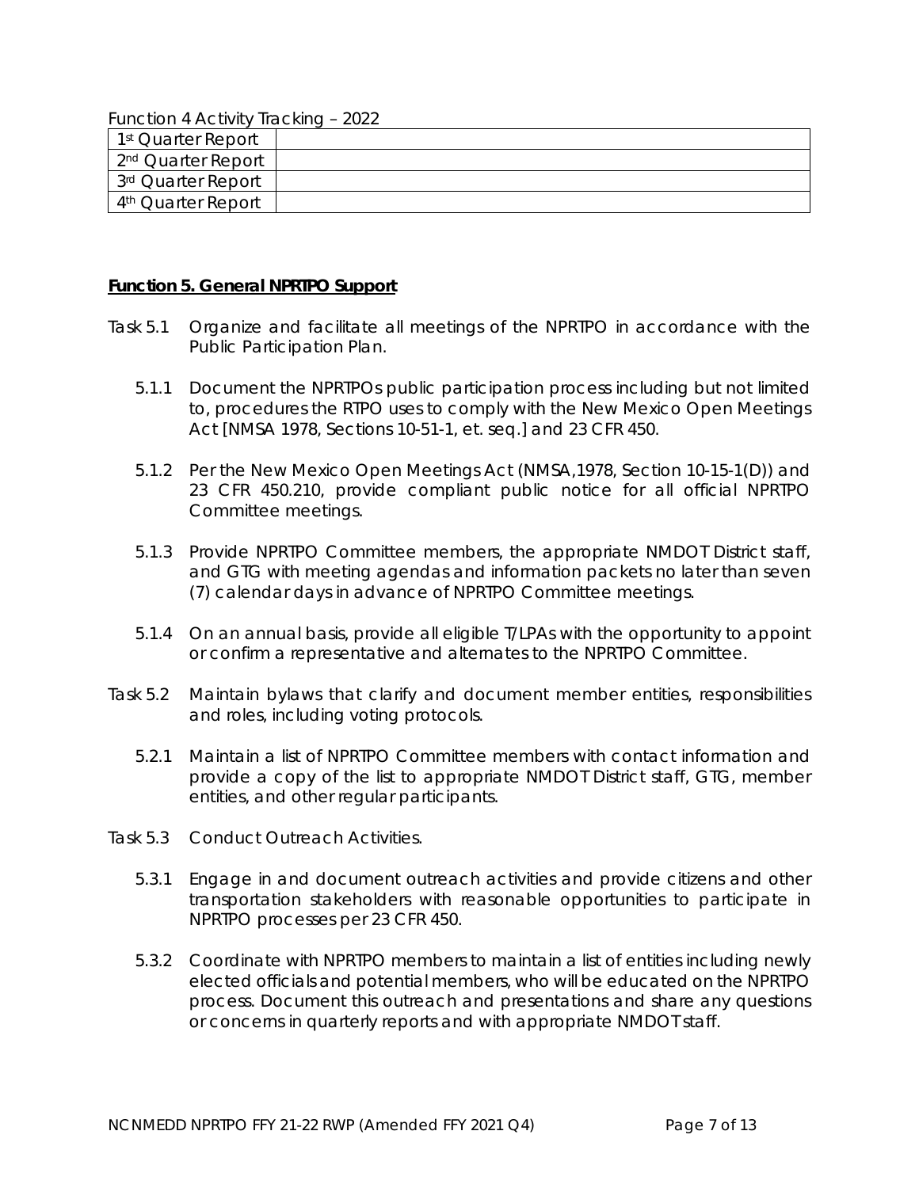Function 4 Activity Tracking – 2022

| | |
|---|---|
| 1st Quarter Report | |
| 2nd Quarter Report | |
| 3rd Quarter Report | |
| 4th Quarter Report | |

**Function 5. General NPRTPO Support**

Task 5.1 Organize and facilitate all meetings of the NPRTPO in accordance with the Public Participation Plan.

5.1.1 Document the NPRTPOs public participation process including but not limited to, procedures the RTPO uses to comply with the New Mexico Open Meetings Act [NMSA 1978, Sections 10-51-1, et. seq.] and 23 CFR 450.

5.1.2 Per the New Mexico Open Meetings Act (NMSA,1978, Section 10-15-1(D)) and 23 CFR 450.210, provide compliant public notice for all official NPRTPO Committee meetings.

5.1.3 Provide NPRTPO Committee members, the appropriate NMDOT District staff, and GTG with meeting agendas and information packets no later than seven (7) calendar days in advance of NPRTPO Committee meetings.

5.1.4 On an annual basis, provide all eligible T/LPAs with the opportunity to appoint or confirm a representative and alternates to the NPRTPO Committee.

Task 5.2 Maintain bylaws that clarify and document member entities, responsibilities and roles, including voting protocols.

5.2.1 Maintain a list of NPRTPO Committee members with contact information and provide a copy of the list to appropriate NMDOT District staff, GTG, member entities, and other regular participants.

Task 5.3 Conduct Outreach Activities.

5.3.1 Engage in and document outreach activities and provide citizens and other transportation stakeholders with reasonable opportunities to participate in NPRTPO processes per 23 CFR 450.

5.3.2 Coordinate with NPRTPO members to maintain a list of entities including newly elected officials and potential members, who will be educated on the NPRTPO process. Document this outreach and presentations and share any questions or concerns in quarterly reports and with appropriate NMDOT staff.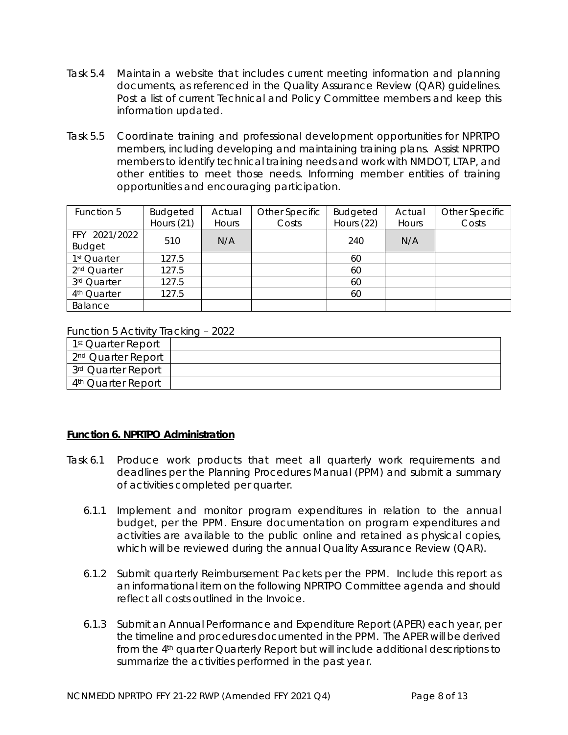Task 5.4 Maintain a website that includes current meeting information and planning documents, as referenced in the Quality Assurance Review (QAR) guidelines. Post a list of current Technical and Policy Committee members and keep this information updated.

Task 5.5 Coordinate training and professional development opportunities for NPRTPO members, including developing and maintaining training plans. Assist NPRTPO members to identify technical training needs and work with NMDOT, LTAP, and other entities to meet those needs. Informing member entities of training opportunities and encouraging participation.

| Function 5 | Budgeted Hours (21) | Actual Hours | Other Specific Costs | Budgeted Hours (22) | Actual Hours | Other Specific Costs |
|---|---|---|---|---|---|---|
| FFY 2021/2022 Budget | 510 | N/A | | 240 | N/A | |
| 1st Quarter | 127.5 | | | 60 | | |
| 2nd Quarter | 127.5 | | | 60 | | |
| 3rd Quarter | 127.5 | | | 60 | | |
| 4th Quarter | 127.5 | | | 60 | | |
| Balance | | | | | | |

Function 5 Activity Tracking – 2022

| | |
|---|---|
| 1st Quarter Report | |
| 2nd Quarter Report | |
| 3rd Quarter Report | |
| 4th Quarter Report | |

## **Function 6. NPRTPO Administration**

Task 6.1 Produce work products that meet all quarterly work requirements and deadlines per the Planning Procedures Manual (PPM) and submit a summary of activities completed per quarter.

6.1.1 Implement and monitor program expenditures in relation to the annual budget, per the PPM. Ensure documentation on program expenditures and activities are available to the public online and retained as physical copies, which will be reviewed during the annual Quality Assurance Review (QAR).

6.1.2 Submit quarterly Reimbursement Packets per the PPM. Include this report as an informational item on the following NPRTPO Committee agenda and should reflect all costs outlined in the Invoice.

6.1.3 Submit an Annual Performance and Expenditure Report (APER) each year, per the timeline and procedures documented in the PPM. The APER will be derived from the 4th quarter Quarterly Report but will include additional descriptions to summarize the activities performed in the past year.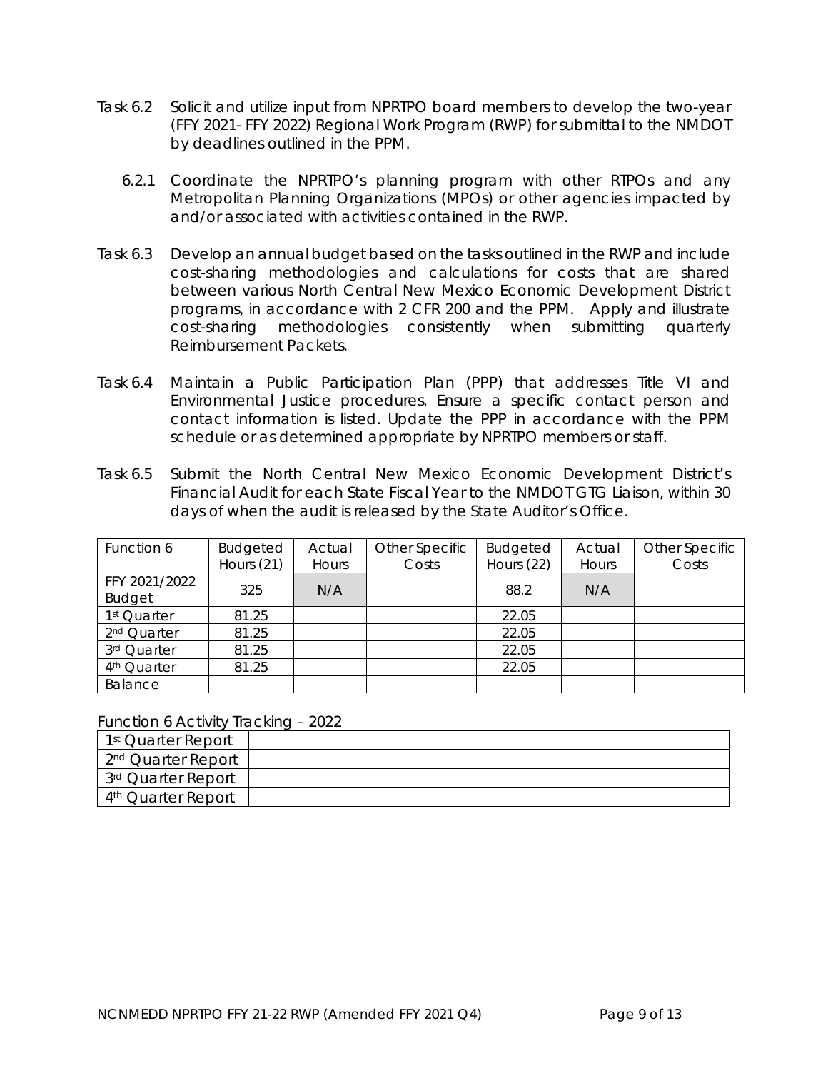Task 6.2 Solicit and utilize input from NPRTPO board members to develop the two-year (FFY 2021- FFY 2022) Regional Work Program (RWP) for submittal to the NMDOT by deadlines outlined in the PPM.

6.2.1 Coordinate the NPRTPO's planning program with other RTPOs and any Metropolitan Planning Organizations (MPOs) or other agencies impacted by and/or associated with activities contained in the RWP.

Task 6.3 Develop an annual budget based on the tasks outlined in the RWP and include cost-sharing methodologies and calculations for costs that are shared between various North Central New Mexico Economic Development District programs, in accordance with 2 CFR 200 and the PPM. Apply and illustrate cost-sharing methodologies consistently when submitting quarterly Reimbursement Packets.

Task 6.4 Maintain a Public Participation Plan (PPP) that addresses Title VI and Environmental Justice procedures. Ensure a specific contact person and contact information is listed. Update the PPP in accordance with the PPM schedule or as determined appropriate by NPRTPO members or staff.

Task 6.5 Submit the North Central New Mexico Economic Development District's Financial Audit for each State Fiscal Year to the NMDOT GTG Liaison, within 30 days of when the audit is released by the State Auditor's Office.

| Function 6 | Budgeted Hours (21) | Actual Hours | Other Specific Costs | Budgeted Hours (22) | Actual Hours | Other Specific Costs |
|---|---|---|---|---|---|---|
| FFY 2021/2022 Budget | 325 | N/A | | 88.2 | N/A | |
| 1st Quarter | 81.25 | | | 22.05 | | |
| 2nd Quarter | 81.25 | | | 22.05 | | |
| 3rd Quarter | 81.25 | | | 22.05 | | |
| 4th Quarter | 81.25 | | | 22.05 | | |
| Balance | | | | | | |

Function 6 Activity Tracking – 2022

| | |
|---|---|
| 1st Quarter Report | |
| 2nd Quarter Report | |
| 3rd Quarter Report | |
| 4th Quarter Report | |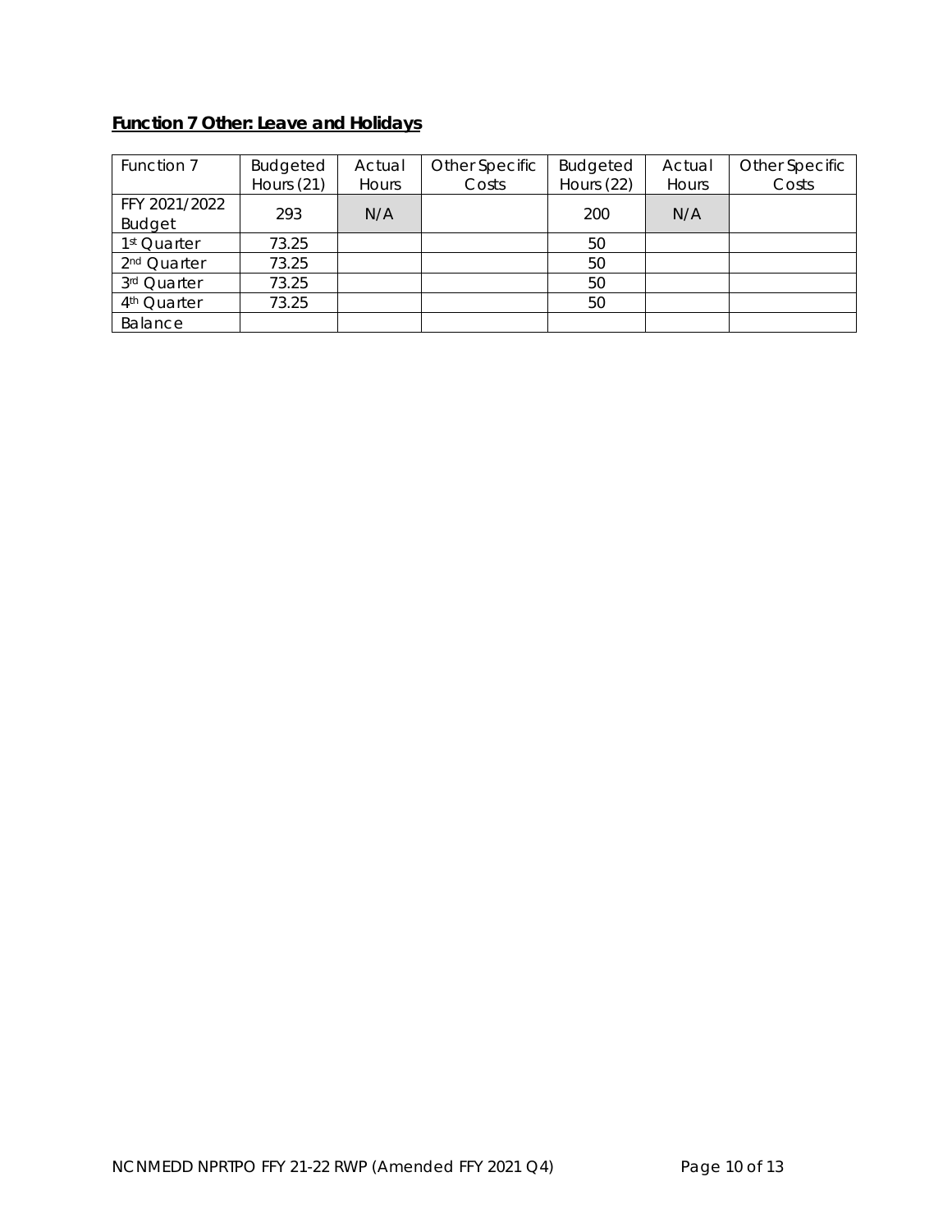## **Function 7 Other: Leave and Holidays**

| Function 7 | Budgeted Hours (21) | Actual Hours | Other Specific Costs | Budgeted Hours (22) | Actual Hours | Other Specific Costs |
|---|---|---|---|---|---|---|
| FFY 2021/2022 Budget | 293 | N/A | | 200 | N/A | |
| 1st Quarter | 73.25 | | | 50 | | |
| 2nd Quarter | 73.25 | | | 50 | | |
| 3rd Quarter | 73.25 | | | 50 | | |
| 4th Quarter | 73.25 | | | 50 | | |
| Balance | | | | | | |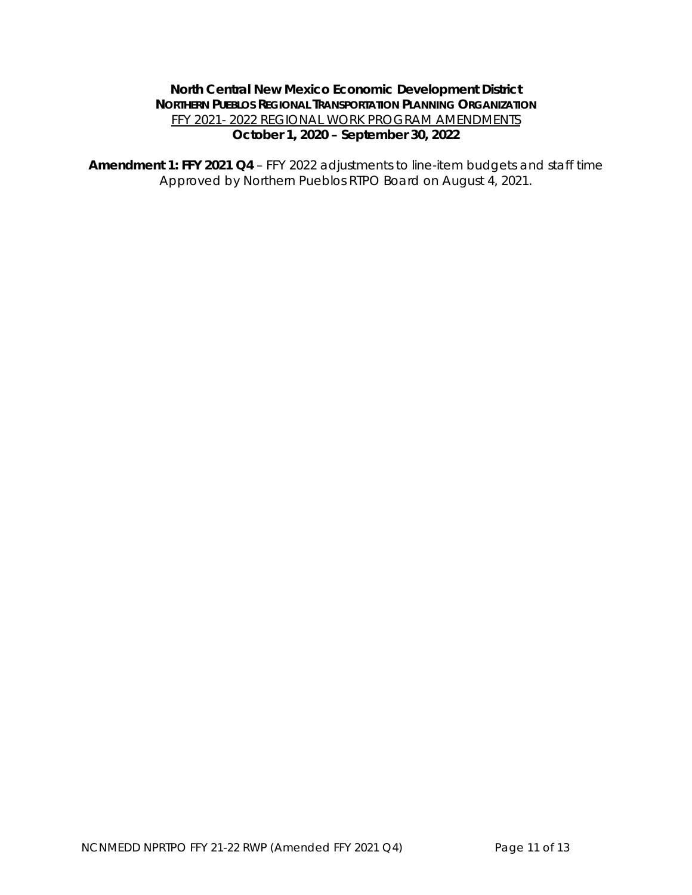**North Central New Mexico Economic Development District**
**NORTHERN PUEBLOS REGIONAL TRANSPORTATION PLANNING ORGANIZATION**
FFY 2021- 2022 REGIONAL WORK PROGRAM AMENDMENTS
**October 1, 2020 – September 30, 2022**

**Amendment 1: FFY 2021 Q4** – FFY 2022 adjustments to line-item budgets and staff time
Approved by Northern Pueblos RTPO Board on August 4, 2021.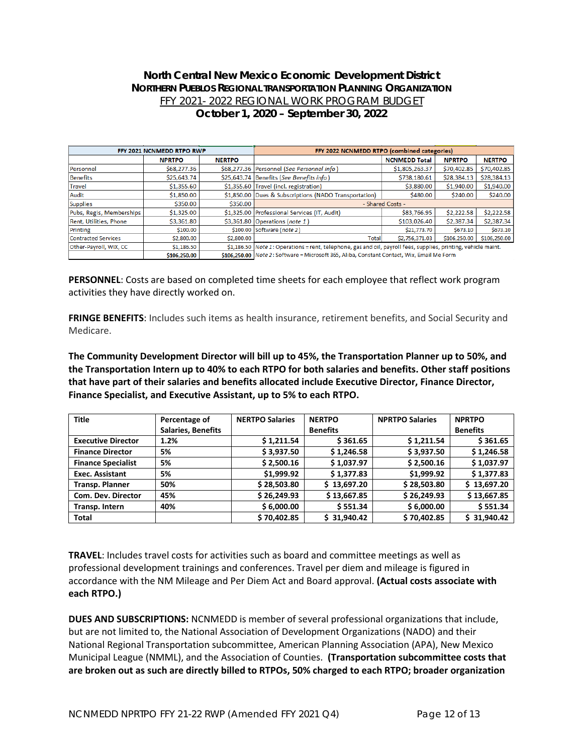# North Central New Mexico Economic Development District

## NORTHERN PUEBLOS REGIONAL TRANSPORTATION PLANNING ORGANIZATION

FFY 2021- 2022 REGIONAL WORK PROGRAM BUDGET

**October 1, 2020 – September 30, 2022**

| FFY 2021 NCNMEDD RTPO RWP | | | FFY 2022 NCNMEDD RTPO (combined categories) | | | |
|---|---|---|---|---|---|---|
| | NPRTPO | NERTPO | | NCNMEDD Total | NPRTPO | NERTPO |
| Personnel | $68,277.36 | $68,277.36 | Personnel (*See Personnel info*) | $1,805,263.37 | $70,402.85 | $70,402.85 |
| Benefits | $25,643.74 | $25,643.74 | Benefits (*See Benefits info*) | $738,180.61 | $28,384.13 | $28,384.13 |
| Travel | $1,355.60 | $1,355.60 | Travel (incl. registration) | $3,880.00 | $1,940.00 | $1,940.00 |
| Audit | $1,850.00 | $1,850.00 | Dues & Subscriptions (NADO Transportation) | $480.00 | $240.00 | $240.00 |
| Supplies | $350.00 | $350.00 | - Shared Costs - | | | |
| Pubs, Regis, Memberships | $1,325.00 | $1,325.00 | Professional Services (IT, Audit) | $83,766.95 | $2,222.58 | $2,222.58 |
| Rent, Utilities, Phone | $3,361.80 | $3,361.80 | Operations (*note 1*) | $103,026.40 | $2,387.34 | $2,387.34 |
| Printing | $100.00 | $100.00 | Software (*note 2*) | $21,773.70 | $673.10 | $673.10 |
| Contracted Services | $2,800.00 | $2,800.00 | Total | $2,756,371.03 | $106,250.00 | $106,250.00 |
| Other-Payroll, WIX, CC | $1,186.50 | $1,186.50 | *Note 1*: Operations = rent, telephone, gas and oil, payroll fees, supplies, printing, vehicle maint. | | | |
| | $106,250.00 | $106,250.00 | *Note 2*: Software = Microsoft 365, Aliba, Constant Contact, Wix, Email Me Form | | | |

**PERSONNEL**: Costs are based on completed time sheets for each employee that reflect work program activities they have directly worked on.

**FRINGE BENEFITS**: Includes such items as health insurance, retirement benefits, and Social Security and Medicare.

**The Community Development Director will bill up to 45%, the Transportation Planner up to 50%, and the Transportation Intern up to 40% to each RTPO for both salaries and benefits. Other staff positions that have part of their salaries and benefits allocated include Executive Director, Finance Director, Finance Specialist, and Executive Assistant, up to 5% to each RTPO.**

| Title | Percentage of Salaries, Benefits | NERTPO Salaries | NERTPO Benefits | NPRTPO Salaries | NPRTPO Benefits |
|---|---|---|---|---|---|
| **Executive Director** | **1.2%** | **$ 1,211.54** | **$ 361.65** | **$ 1,211.54** | **$ 361.65** |
| **Finance Director** | **5%** | **$ 3,937.50** | **$ 1,246.58** | **$ 3,937.50** | **$ 1,246.58** |
| **Finance Specialist** | **5%** | **$ 2,500.16** | **$ 1,037.97** | **$ 2,500.16** | **$ 1,037.97** |
| **Exec. Assistant** | **5%** | **$1,999.92** | **$ 1,377.83** | **$1,999.92** | **$ 1,377.83** |
| **Transp. Planner** | **50%** | **$ 28,503.80** | **$ 13,697.20** | **$ 28,503.80** | **$ 13,697.20** |
| **Com. Dev. Director** | **45%** | **$ 26,249.93** | **$ 13,667.85** | **$ 26,249.93** | **$ 13,667.85** |
| **Transp. Intern** | **40%** | **$ 6,000.00** | **$ 551.34** | **$ 6,000.00** | **$ 551.34** |
| **Total** | | **$ 70,402.85** | **$ 31,940.42** | **$ 70,402.85** | **$ 31,940.42** |

**TRAVEL**: Includes travel costs for activities such as board and committee meetings as well as professional development trainings and conferences. Travel per diem and mileage is figured in accordance with the NM Mileage and Per Diem Act and Board approval. **(Actual costs associate with each RTPO.)**

**DUES AND SUBSCRIPTIONS:** NCNMEDD is member of several professional organizations that include, but are not limited to, the National Association of Development Organizations (NADO) and their National Regional Transportation subcommittee, American Planning Association (APA), New Mexico Municipal League (NMML), and the Association of Counties. **(Transportation subcommittee costs that are broken out as such are directly billed to RTPOs, 50% charged to each RTPO; broader organization**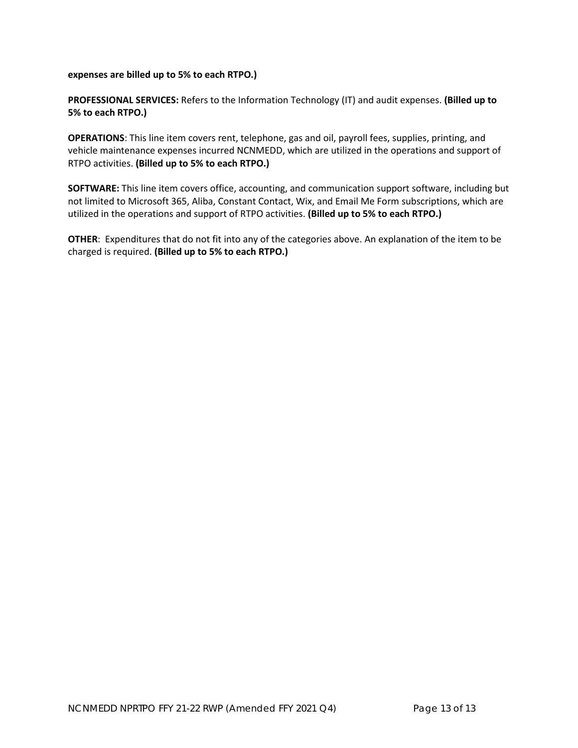**expenses are billed up to 5% to each RTPO.)**

**PROFESSIONAL SERVICES:** Refers to the Information Technology (IT) and audit expenses. **(Billed up to 5% to each RTPO.)**

**OPERATIONS**: This line item covers rent, telephone, gas and oil, payroll fees, supplies, printing, and vehicle maintenance expenses incurred NCNMEDD, which are utilized in the operations and support of RTPO activities. **(Billed up to 5% to each RTPO.)**

**SOFTWARE:** This line item covers office, accounting, and communication support software, including but not limited to Microsoft 365, Aliba, Constant Contact, Wix, and Email Me Form subscriptions, which are utilized in the operations and support of RTPO activities. **(Billed up to 5% to each RTPO.)**

**OTHER**: Expenditures that do not fit into any of the categories above. An explanation of the item to be charged is required. **(Billed up to 5% to each RTPO.)**